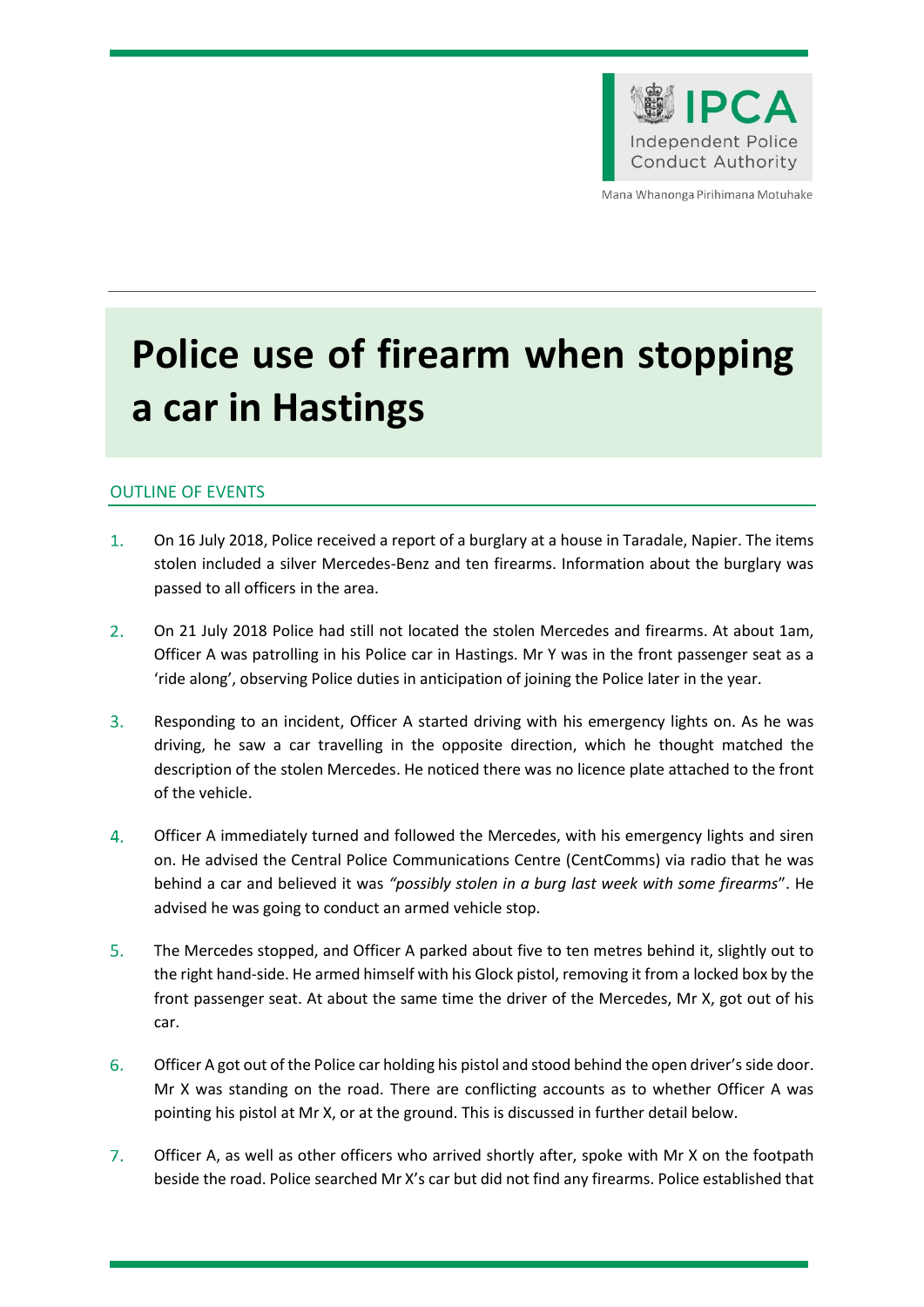# Police use of firearm when stopping a car in Hastings

## OUTLINE OF EVENTS

1. On 16 July 2018, Police received a report of a burglary at a house in Taradale, Napier. The items stolen included a silver Mercedes-Benz and ten firearms. Information about the burglary was passed to all officers in the area.

2. On 21 July 2018 Police had still not located the stolen Mercedes and firearms. At about 1am, Officer A was patrolling in his Police car in Hastings. Mr Y was in the front passenger seat as a 'ride along', observing Police duties in anticipation of joining the Police later in the year.

3. Responding to an incident, Officer A started driving with his emergency lights on. As he was driving, he saw a car travelling in the opposite direction, which he thought matched the description of the stolen Mercedes. He noticed there was no licence plate attached to the front of the vehicle.

4. Officer A immediately turned and followed the Mercedes, with his emergency lights and siren on. He advised the Central Police Communications Centre (CentComms) via radio that he was behind a car and believed it was *"possibly stolen in a burg last week with some firearms*". He advised he was going to conduct an armed vehicle stop.

5. The Mercedes stopped, and Officer A parked about five to ten metres behind it, slightly out to the right hand-side. He armed himself with his Glock pistol, removing it from a locked box by the front passenger seat. At about the same time the driver of the Mercedes, Mr X, got out of his car.

6. Officer A got out of the Police car holding his pistol and stood behind the open driver's side door. Mr X was standing on the road. There are conflicting accounts as to whether Officer A was pointing his pistol at Mr X, or at the ground. This is discussed in further detail below.

7. Officer A, as well as other officers who arrived shortly after, spoke with Mr X on the footpath beside the road. Police searched Mr X's car but did not find any firearms. Police established that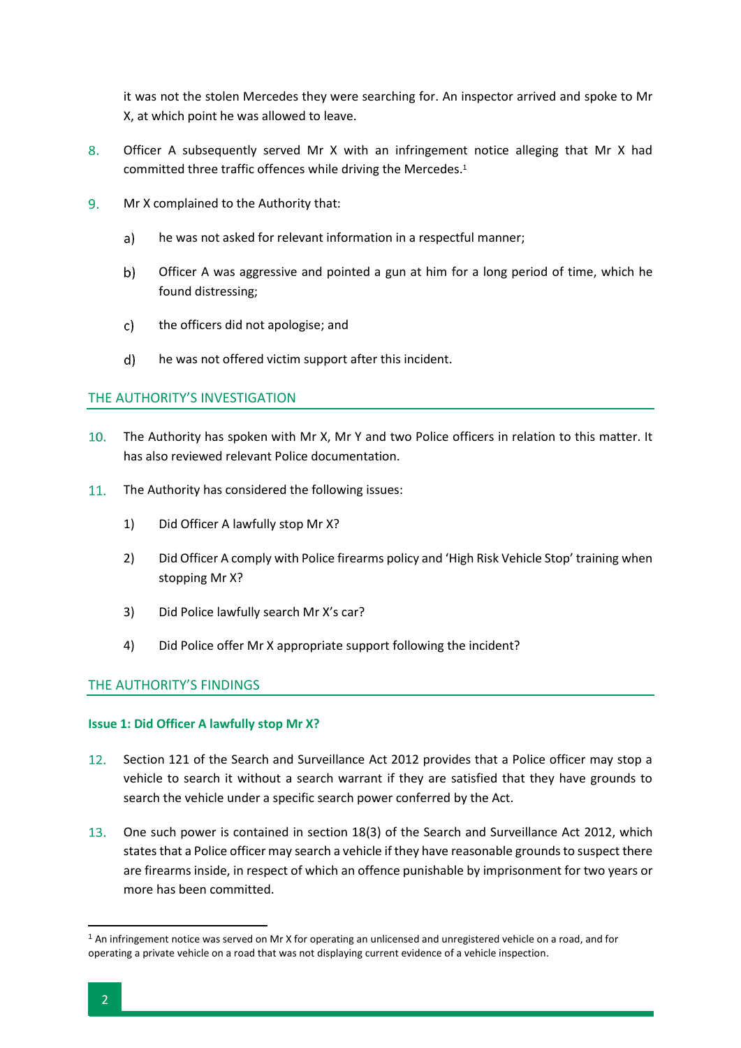it was not the stolen Mercedes they were searching for. An inspector arrived and spoke to Mr X, at which point he was allowed to leave.

8. Officer A subsequently served Mr X with an infringement notice alleging that Mr X had committed three traffic offences while driving the Mercedes.[1]

9. Mr X complained to the Authority that:

   a) he was not asked for relevant information in a respectful manner;

   b) Officer A was aggressive and pointed a gun at him for a long period of time, which he found distressing;

   c) the officers did not apologise; and

   d) he was not offered victim support after this incident.

## THE AUTHORITY'S INVESTIGATION

10. The Authority has spoken with Mr X, Mr Y and two Police officers in relation to this matter. It has also reviewed relevant Police documentation.

11. The Authority has considered the following issues:

   1) Did Officer A lawfully stop Mr X?

   2) Did Officer A comply with Police firearms policy and 'High Risk Vehicle Stop' training when stopping Mr X?

   3) Did Police lawfully search Mr X's car?

   4) Did Police offer Mr X appropriate support following the incident?

## THE AUTHORITY'S FINDINGS

### Issue 1: Did Officer A lawfully stop Mr X?

12. Section 121 of the Search and Surveillance Act 2012 provides that a Police officer may stop a vehicle to search it without a search warrant if they are satisfied that they have grounds to search the vehicle under a specific search power conferred by the Act.

13. One such power is contained in section 18(3) of the Search and Surveillance Act 2012, which states that a Police officer may search a vehicle if they have reasonable grounds to suspect there are firearms inside, in respect of which an offence punishable by imprisonment for two years or more has been committed.

---

[1] An infringement notice was served on Mr X for operating an unlicensed and unregistered vehicle on a road, and for operating a private vehicle on a road that was not displaying current evidence of a vehicle inspection.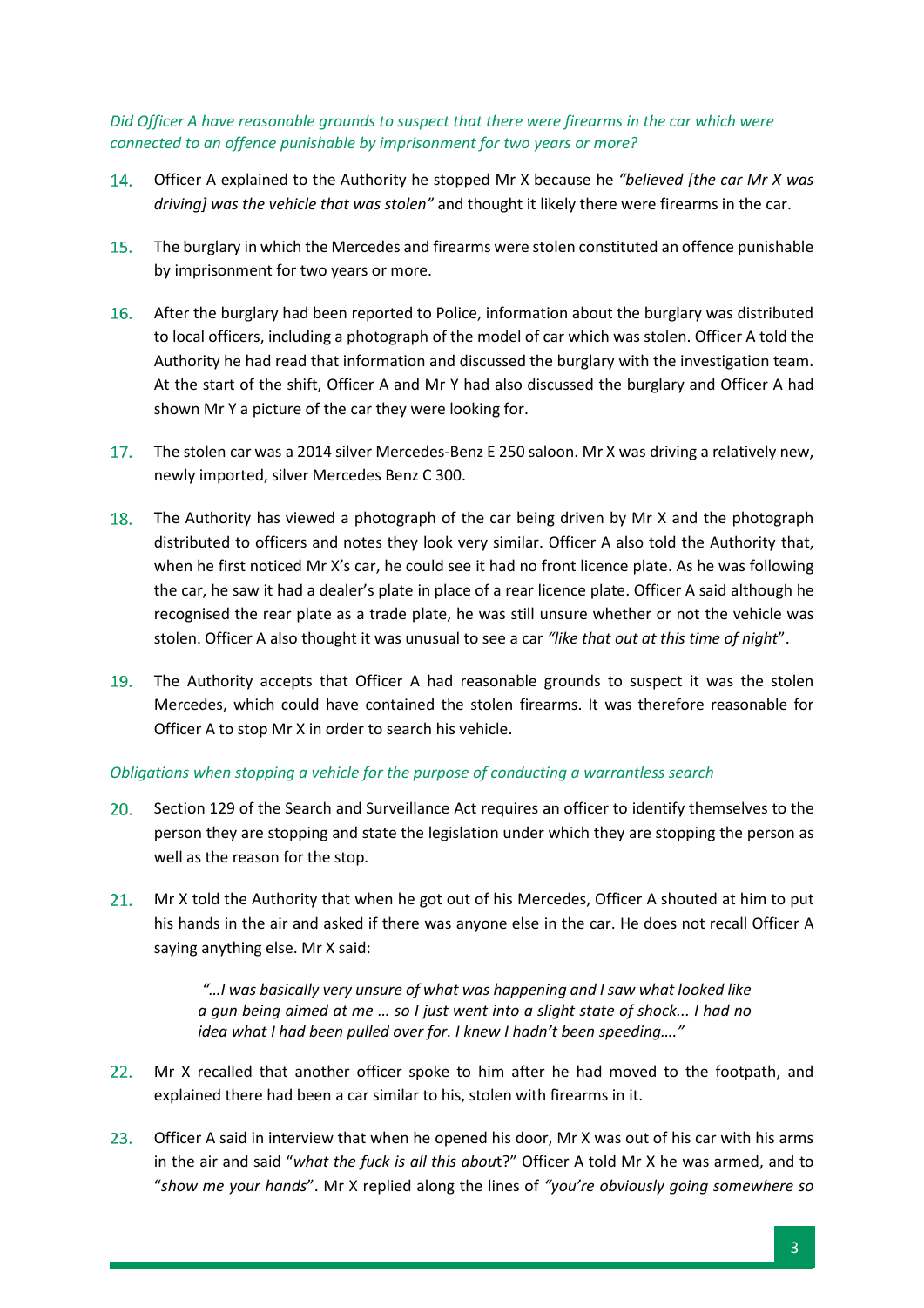*Did Officer A have reasonable grounds to suspect that there were firearms in the car which were connected to an offence punishable by imprisonment for two years or more?*

14. Officer A explained to the Authority he stopped Mr X because he *"believed [the car Mr X was driving] was the vehicle that was stolen"* and thought it likely there were firearms in the car.

15. The burglary in which the Mercedes and firearms were stolen constituted an offence punishable by imprisonment for two years or more.

16. After the burglary had been reported to Police, information about the burglary was distributed to local officers, including a photograph of the model of car which was stolen. Officer A told the Authority he had read that information and discussed the burglary with the investigation team. At the start of the shift, Officer A and Mr Y had also discussed the burglary and Officer A had shown Mr Y a picture of the car they were looking for.

17. The stolen car was a 2014 silver Mercedes-Benz E 250 saloon. Mr X was driving a relatively new, newly imported, silver Mercedes Benz C 300.

18. The Authority has viewed a photograph of the car being driven by Mr X and the photograph distributed to officers and notes they look very similar. Officer A also told the Authority that, when he first noticed Mr X's car, he could see it had no front licence plate. As he was following the car, he saw it had a dealer's plate in place of a rear licence plate. Officer A said although he recognised the rear plate as a trade plate, he was still unsure whether or not the vehicle was stolen. Officer A also thought it was unusual to see a car *"like that out at this time of night"*.

19. The Authority accepts that Officer A had reasonable grounds to suspect it was the stolen Mercedes, which could have contained the stolen firearms. It was therefore reasonable for Officer A to stop Mr X in order to search his vehicle.

*Obligations when stopping a vehicle for the purpose of conducting a warrantless search*

20. Section 129 of the Search and Surveillance Act requires an officer to identify themselves to the person they are stopping and state the legislation under which they are stopping the person as well as the reason for the stop.

21. Mr X told the Authority that when he got out of his Mercedes, Officer A shouted at him to put his hands in the air and asked if there was anyone else in the car. He does not recall Officer A saying anything else. Mr X said:

> *"…I was basically very unsure of what was happening and I saw what looked like a gun being aimed at me … so I just went into a slight state of shock... I had no idea what I had been pulled over for. I knew I hadn't been speeding…."*

22. Mr X recalled that another officer spoke to him after he had moved to the footpath, and explained there had been a car similar to his, stolen with firearms in it.

23. Officer A said in interview that when he opened his door, Mr X was out of his car with his arms in the air and said "*what the fuck is all this about*?" Officer A told Mr X he was armed, and to "*show me your hands*". Mr X replied along the lines of *"you're obviously going somewhere so*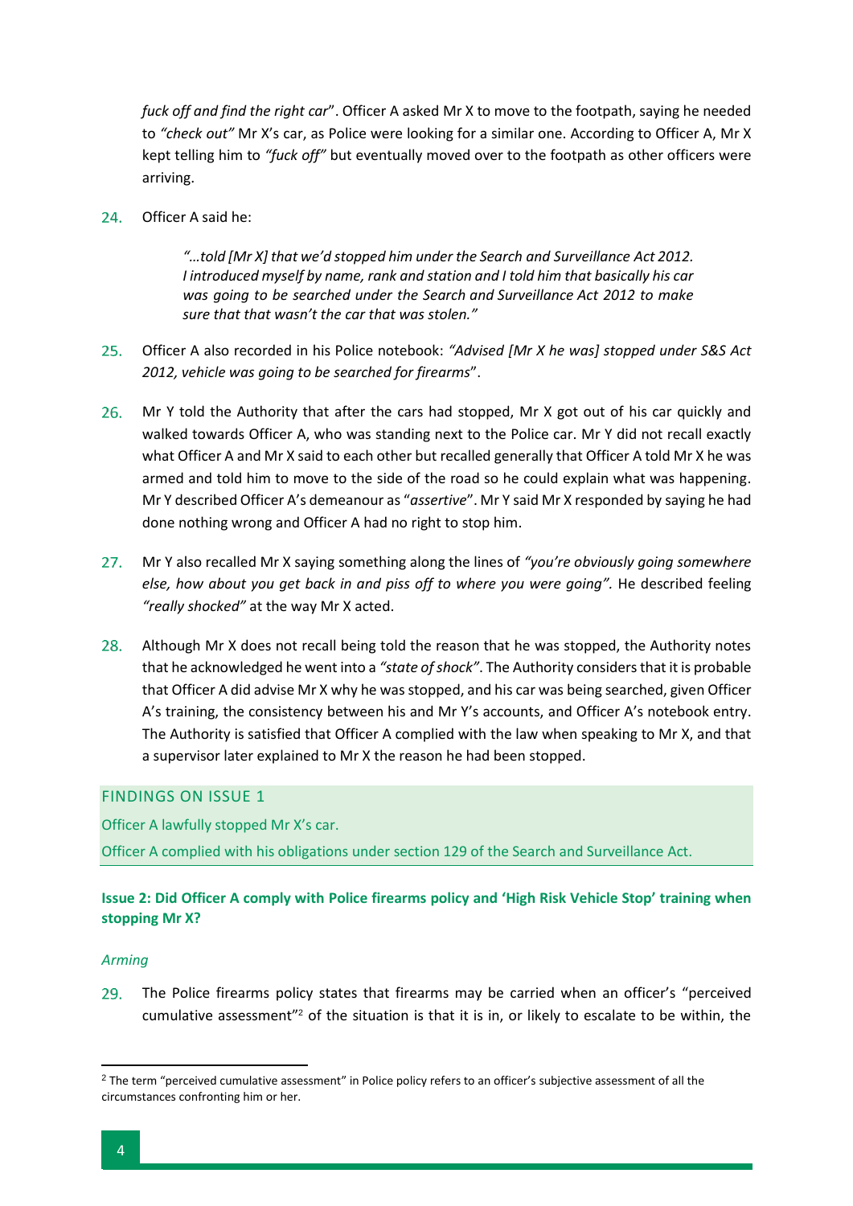*fuck off and find the right car*". Officer A asked Mr X to move to the footpath, saying he needed to *"check out"* Mr X's car, as Police were looking for a similar one. According to Officer A, Mr X kept telling him to *"fuck off"* but eventually moved over to the footpath as other officers were arriving.

24. Officer A said he:

> *"…told [Mr X] that we'd stopped him under the Search and Surveillance Act 2012. I introduced myself by name, rank and station and I told him that basically his car was going to be searched under the Search and Surveillance Act 2012 to make sure that that wasn't the car that was stolen."*

25. Officer A also recorded in his Police notebook: *"Advised [Mr X he was] stopped under S&S Act 2012, vehicle was going to be searched for firearms*".

26. Mr Y told the Authority that after the cars had stopped, Mr X got out of his car quickly and walked towards Officer A, who was standing next to the Police car. Mr Y did not recall exactly what Officer A and Mr X said to each other but recalled generally that Officer A told Mr X he was armed and told him to move to the side of the road so he could explain what was happening. Mr Y described Officer A's demeanour as "*assertive*". Mr Y said Mr X responded by saying he had done nothing wrong and Officer A had no right to stop him.

27. Mr Y also recalled Mr X saying something along the lines of *"you're obviously going somewhere else, how about you get back in and piss off to where you were going"*. He described feeling *"really shocked"* at the way Mr X acted.

28. Although Mr X does not recall being told the reason that he was stopped, the Authority notes that he acknowledged he went into a *"state of shock"*. The Authority considers that it is probable that Officer A did advise Mr X why he was stopped, and his car was being searched, given Officer A's training, the consistency between his and Mr Y's accounts, and Officer A's notebook entry. The Authority is satisfied that Officer A complied with the law when speaking to Mr X, and that a supervisor later explained to Mr X the reason he had been stopped.

## FINDINGS ON ISSUE 1

Officer A lawfully stopped Mr X's car.

Officer A complied with his obligations under section 129 of the Search and Surveillance Act.

### Issue 2: Did Officer A comply with Police firearms policy and 'High Risk Vehicle Stop' training when stopping Mr X?

*Arming*

29. The Police firearms policy states that firearms may be carried when an officer's "perceived cumulative assessment"[2] of the situation is that it is in, or likely to escalate to be within, the

[2] The term "perceived cumulative assessment" in Police policy refers to an officer's subjective assessment of all the circumstances confronting him or her.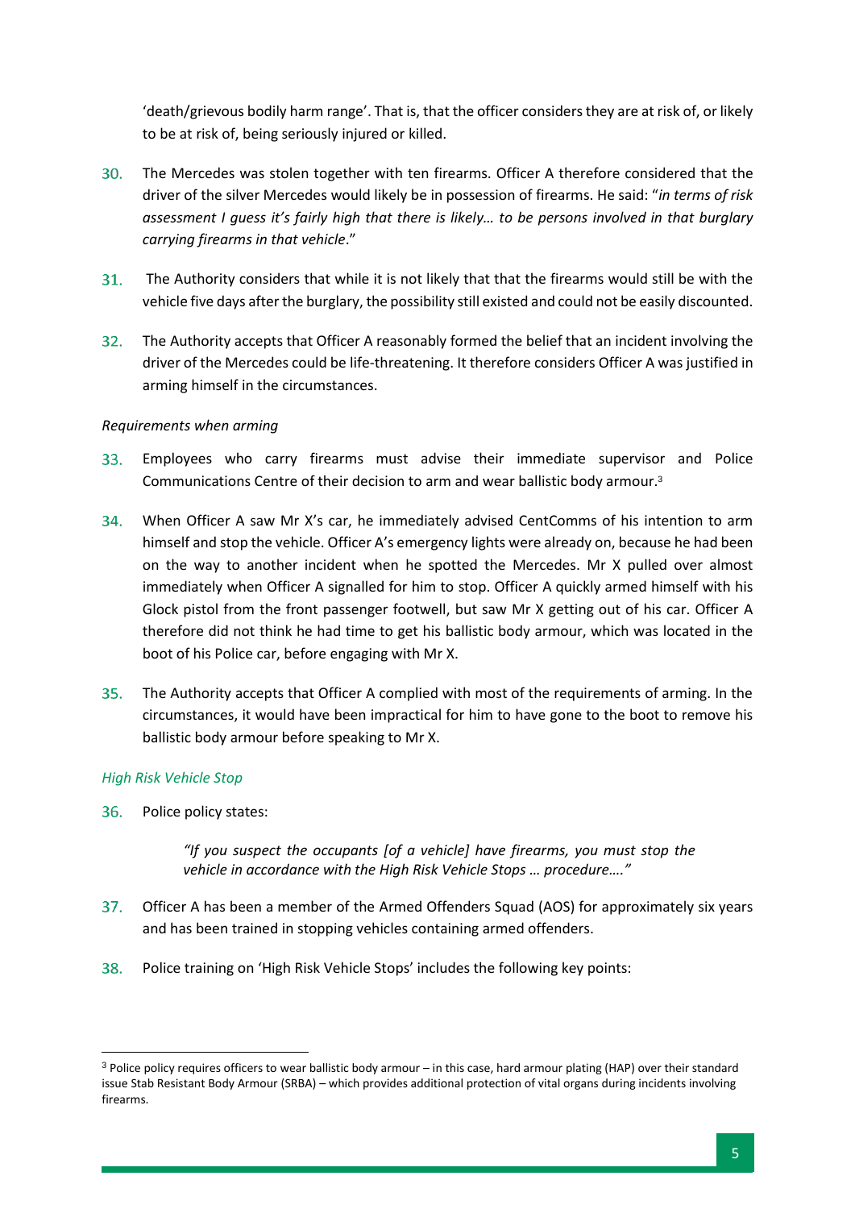'death/grievous bodily harm range'. That is, that the officer considers they are at risk of, or likely to be at risk of, being seriously injured or killed.

30. The Mercedes was stolen together with ten firearms. Officer A therefore considered that the driver of the silver Mercedes would likely be in possession of firearms. He said: "*in terms of risk assessment I guess it's fairly high that there is likely… to be persons involved in that burglary carrying firearms in that vehicle*."

31. The Authority considers that while it is not likely that that the firearms would still be with the vehicle five days after the burglary, the possibility still existed and could not be easily discounted.

32. The Authority accepts that Officer A reasonably formed the belief that an incident involving the driver of the Mercedes could be life-threatening. It therefore considers Officer A was justified in arming himself in the circumstances.

*Requirements when arming*

33. Employees who carry firearms must advise their immediate supervisor and Police Communications Centre of their decision to arm and wear ballistic body armour.[3]

34. When Officer A saw Mr X's car, he immediately advised CentComms of his intention to arm himself and stop the vehicle. Officer A's emergency lights were already on, because he had been on the way to another incident when he spotted the Mercedes. Mr X pulled over almost immediately when Officer A signalled for him to stop. Officer A quickly armed himself with his Glock pistol from the front passenger footwell, but saw Mr X getting out of his car. Officer A therefore did not think he had time to get his ballistic body armour, which was located in the boot of his Police car, before engaging with Mr X.

35. The Authority accepts that Officer A complied with most of the requirements of arming. In the circumstances, it would have been impractical for him to have gone to the boot to remove his ballistic body armour before speaking to Mr X.

### *High Risk Vehicle Stop*

36. Police policy states:

> *"If you suspect the occupants [of a vehicle] have firearms, you must stop the vehicle in accordance with the High Risk Vehicle Stops … procedure…."*

37. Officer A has been a member of the Armed Offenders Squad (AOS) for approximately six years and has been trained in stopping vehicles containing armed offenders.

38. Police training on 'High Risk Vehicle Stops' includes the following key points:

[3] Police policy requires officers to wear ballistic body armour – in this case, hard armour plating (HAP) over their standard issue Stab Resistant Body Armour (SRBA) – which provides additional protection of vital organs during incidents involving firearms.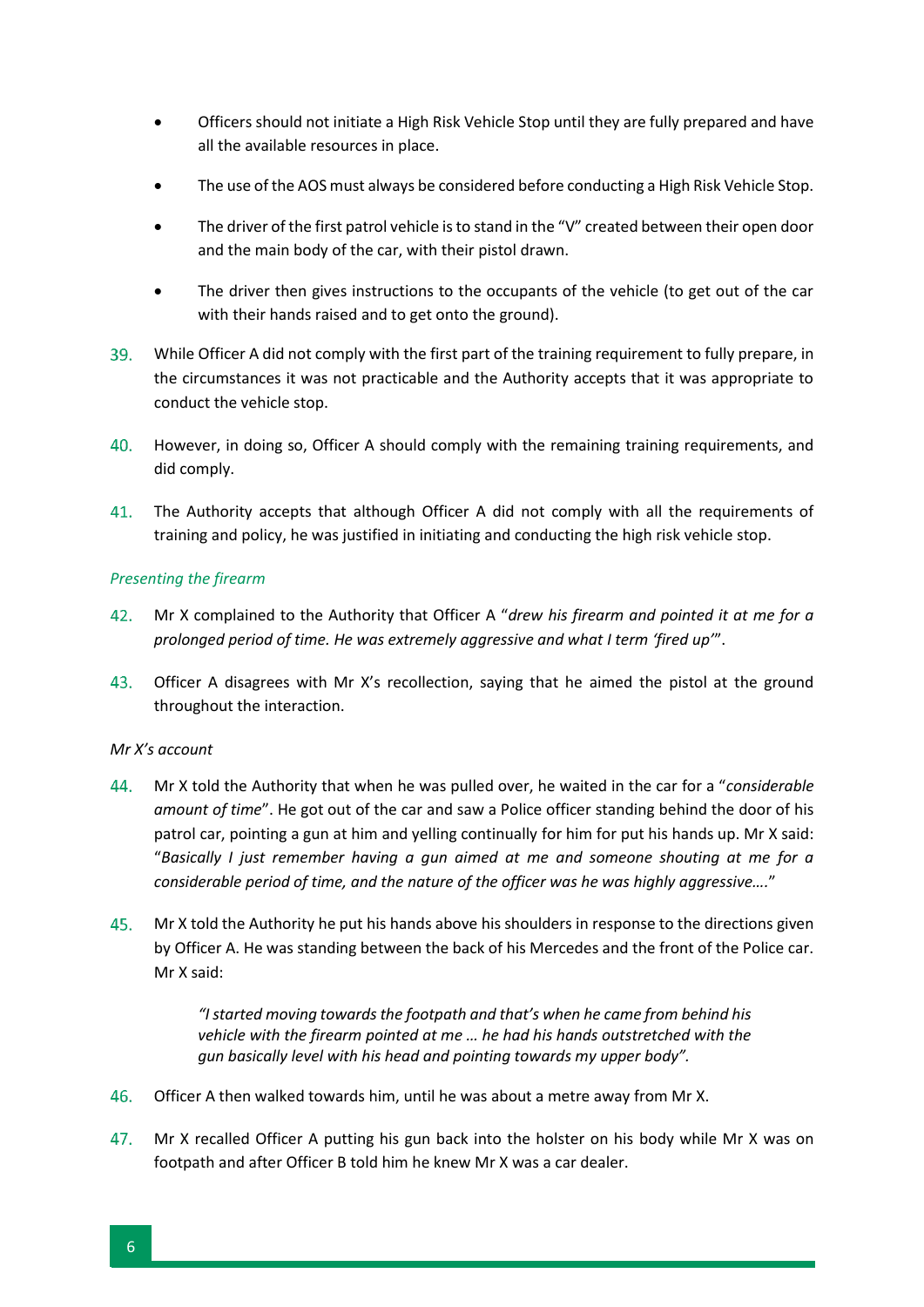- Officers should not initiate a High Risk Vehicle Stop until they are fully prepared and have all the available resources in place.
- The use of the AOS must always be considered before conducting a High Risk Vehicle Stop.
- The driver of the first patrol vehicle is to stand in the "V" created between their open door and the main body of the car, with their pistol drawn.
- The driver then gives instructions to the occupants of the vehicle (to get out of the car with their hands raised and to get onto the ground).

39. While Officer A did not comply with the first part of the training requirement to fully prepare, in the circumstances it was not practicable and the Authority accepts that it was appropriate to conduct the vehicle stop.

40. However, in doing so, Officer A should comply with the remaining training requirements, and did comply.

41. The Authority accepts that although Officer A did not comply with all the requirements of training and policy, he was justified in initiating and conducting the high risk vehicle stop.

### *Presenting the firearm*

42. Mr X complained to the Authority that Officer A "*drew his firearm and pointed it at me for a prolonged period of time. He was extremely aggressive and what I term 'fired up'*".

43. Officer A disagrees with Mr X's recollection, saying that he aimed the pistol at the ground throughout the interaction.

#### *Mr X's account*

44. Mr X told the Authority that when he was pulled over, he waited in the car for a "*considerable amount of time*". He got out of the car and saw a Police officer standing behind the door of his patrol car, pointing a gun at him and yelling continually for him for put his hands up. Mr X said: "*Basically I just remember having a gun aimed at me and someone shouting at me for a considerable period of time, and the nature of the officer was he was highly aggressive….*"

45. Mr X told the Authority he put his hands above his shoulders in response to the directions given by Officer A. He was standing between the back of his Mercedes and the front of the Police car. Mr X said:

> *"I started moving towards the footpath and that's when he came from behind his vehicle with the firearm pointed at me … he had his hands outstretched with the gun basically level with his head and pointing towards my upper body".*

46. Officer A then walked towards him, until he was about a metre away from Mr X.

47. Mr X recalled Officer A putting his gun back into the holster on his body while Mr X was on footpath and after Officer B told him he knew Mr X was a car dealer.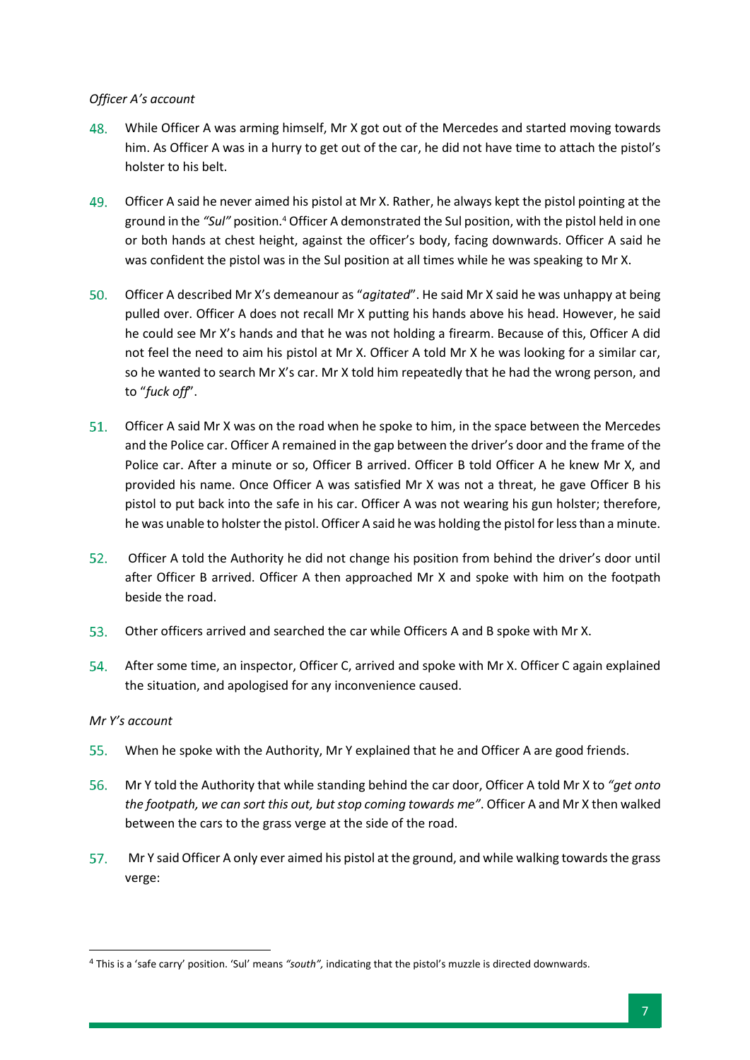*Officer A's account*

48. While Officer A was arming himself, Mr X got out of the Mercedes and started moving towards him. As Officer A was in a hurry to get out of the car, he did not have time to attach the pistol's holster to his belt.

49. Officer A said he never aimed his pistol at Mr X. Rather, he always kept the pistol pointing at the ground in the *"Sul"* position.[4] Officer A demonstrated the Sul position, with the pistol held in one or both hands at chest height, against the officer's body, facing downwards. Officer A said he was confident the pistol was in the Sul position at all times while he was speaking to Mr X.

50. Officer A described Mr X's demeanour as "*agitated*". He said Mr X said he was unhappy at being pulled over. Officer A does not recall Mr X putting his hands above his head. However, he said he could see Mr X's hands and that he was not holding a firearm. Because of this, Officer A did not feel the need to aim his pistol at Mr X. Officer A told Mr X he was looking for a similar car, so he wanted to search Mr X's car. Mr X told him repeatedly that he had the wrong person, and to "*fuck off*".

51. Officer A said Mr X was on the road when he spoke to him, in the space between the Mercedes and the Police car. Officer A remained in the gap between the driver's door and the frame of the Police car. After a minute or so, Officer B arrived. Officer B told Officer A he knew Mr X, and provided his name. Once Officer A was satisfied Mr X was not a threat, he gave Officer B his pistol to put back into the safe in his car. Officer A was not wearing his gun holster; therefore, he was unable to holster the pistol. Officer A said he was holding the pistol for less than a minute.

52. Officer A told the Authority he did not change his position from behind the driver's door until after Officer B arrived. Officer A then approached Mr X and spoke with him on the footpath beside the road.

53. Other officers arrived and searched the car while Officers A and B spoke with Mr X.

54. After some time, an inspector, Officer C, arrived and spoke with Mr X. Officer C again explained the situation, and apologised for any inconvenience caused.

*Mr Y's account*

55. When he spoke with the Authority, Mr Y explained that he and Officer A are good friends.

56. Mr Y told the Authority that while standing behind the car door, Officer A told Mr X to *"get onto the footpath, we can sort this out, but stop coming towards me"*. Officer A and Mr X then walked between the cars to the grass verge at the side of the road.

57. Mr Y said Officer A only ever aimed his pistol at the ground, and while walking towards the grass verge:

---

[4] This is a 'safe carry' position. 'Sul' means *"south",* indicating that the pistol's muzzle is directed downwards.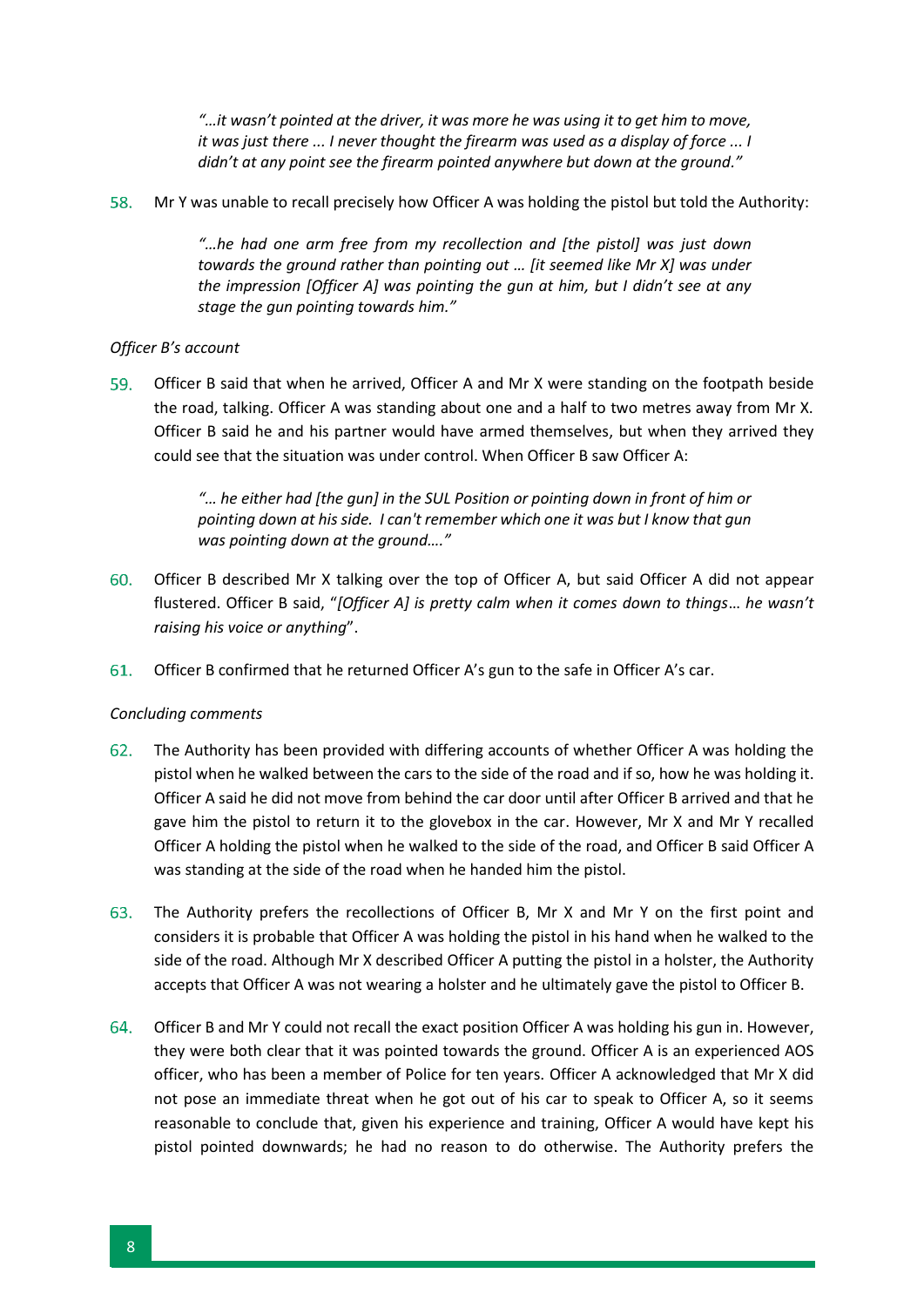> *"…it wasn't pointed at the driver, it was more he was using it to get him to move, it was just there ... I never thought the firearm was used as a display of force ... I didn't at any point see the firearm pointed anywhere but down at the ground."*

58. Mr Y was unable to recall precisely how Officer A was holding the pistol but told the Authority:

> *"…he had one arm free from my recollection and [the pistol] was just down towards the ground rather than pointing out … [it seemed like Mr X] was under the impression [Officer A] was pointing the gun at him, but I didn't see at any stage the gun pointing towards him."*

*Officer B's account*

59. Officer B said that when he arrived, Officer A and Mr X were standing on the footpath beside the road, talking. Officer A was standing about one and a half to two metres away from Mr X. Officer B said he and his partner would have armed themselves, but when they arrived they could see that the situation was under control. When Officer B saw Officer A:

> *"… he either had [the gun] in the SUL Position or pointing down in front of him or pointing down at his side. I can't remember which one it was but I know that gun was pointing down at the ground…."*

60. Officer B described Mr X talking over the top of Officer A, but said Officer A did not appear flustered. Officer B said, "*[Officer A] is pretty calm when it comes down to things… he wasn't raising his voice or anything*".

61. Officer B confirmed that he returned Officer A's gun to the safe in Officer A's car.

*Concluding comments*

62. The Authority has been provided with differing accounts of whether Officer A was holding the pistol when he walked between the cars to the side of the road and if so, how he was holding it. Officer A said he did not move from behind the car door until after Officer B arrived and that he gave him the pistol to return it to the glovebox in the car. However, Mr X and Mr Y recalled Officer A holding the pistol when he walked to the side of the road, and Officer B said Officer A was standing at the side of the road when he handed him the pistol.

63. The Authority prefers the recollections of Officer B, Mr X and Mr Y on the first point and considers it is probable that Officer A was holding the pistol in his hand when he walked to the side of the road. Although Mr X described Officer A putting the pistol in a holster, the Authority accepts that Officer A was not wearing a holster and he ultimately gave the pistol to Officer B.

64. Officer B and Mr Y could not recall the exact position Officer A was holding his gun in. However, they were both clear that it was pointed towards the ground. Officer A is an experienced AOS officer, who has been a member of Police for ten years. Officer A acknowledged that Mr X did not pose an immediate threat when he got out of his car to speak to Officer A, so it seems reasonable to conclude that, given his experience and training, Officer A would have kept his pistol pointed downwards; he had no reason to do otherwise. The Authority prefers the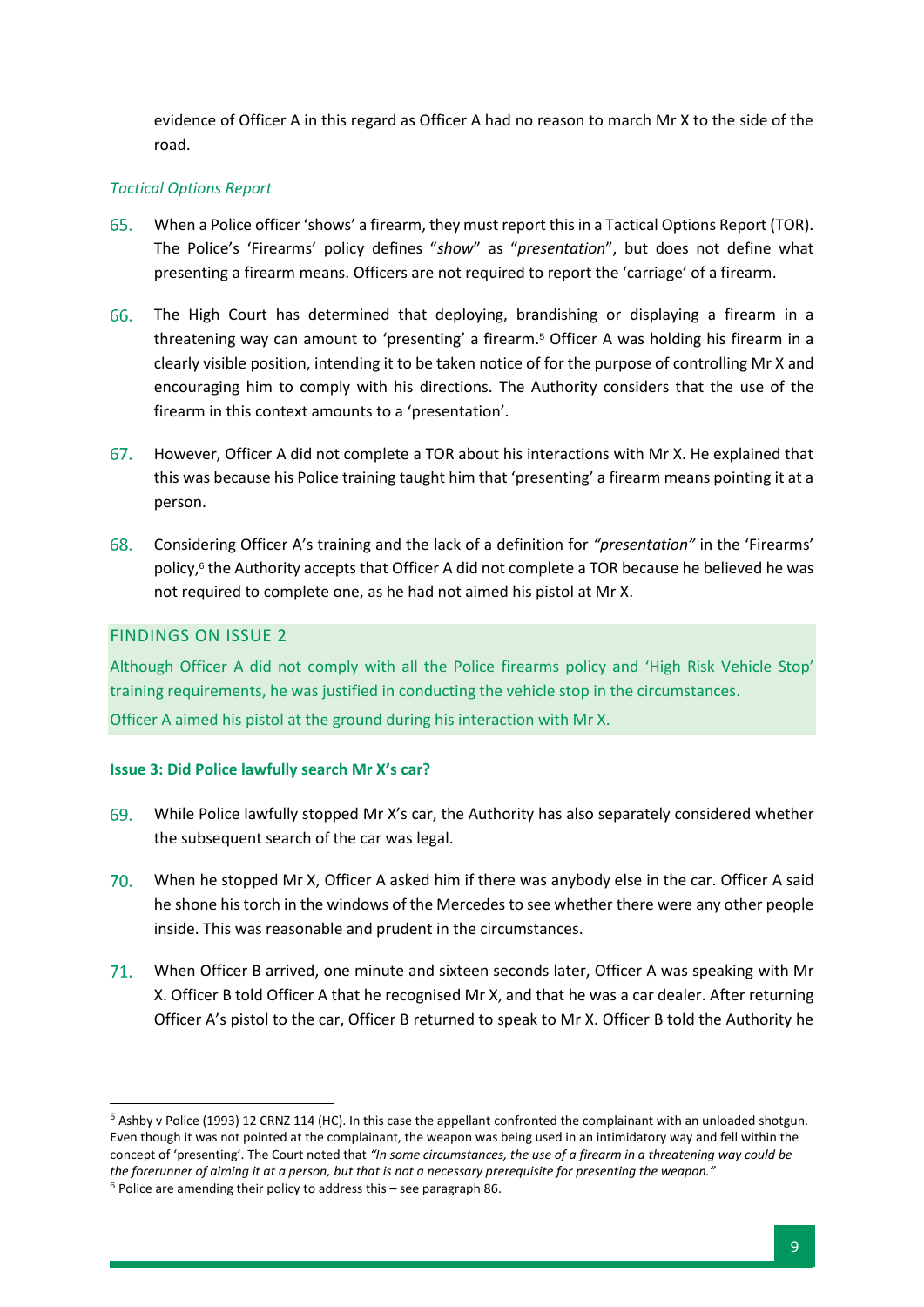evidence of Officer A in this regard as Officer A had no reason to march Mr X to the side of the road.

*Tactical Options Report*

65. When a Police officer 'shows' a firearm, they must report this in a Tactical Options Report (TOR). The Police's 'Firearms' policy defines "*show*" as "*presentation*", but does not define what presenting a firearm means. Officers are not required to report the 'carriage' of a firearm.

66. The High Court has determined that deploying, brandishing or displaying a firearm in a threatening way can amount to 'presenting' a firearm.[5] Officer A was holding his firearm in a clearly visible position, intending it to be taken notice of for the purpose of controlling Mr X and encouraging him to comply with his directions. The Authority considers that the use of the firearm in this context amounts to a 'presentation'.

67. However, Officer A did not complete a TOR about his interactions with Mr X. He explained that this was because his Police training taught him that 'presenting' a firearm means pointing it at a person.

68. Considering Officer A's training and the lack of a definition for *"presentation"* in the 'Firearms' policy,[6] the Authority accepts that Officer A did not complete a TOR because he believed he was not required to complete one, as he had not aimed his pistol at Mr X.

## FINDINGS ON ISSUE 2

Although Officer A did not comply with all the Police firearms policy and 'High Risk Vehicle Stop' training requirements, he was justified in conducting the vehicle stop in the circumstances.

Officer A aimed his pistol at the ground during his interaction with Mr X.

### Issue 3: Did Police lawfully search Mr X's car?

69. While Police lawfully stopped Mr X's car, the Authority has also separately considered whether the subsequent search of the car was legal.

70. When he stopped Mr X, Officer A asked him if there was anybody else in the car. Officer A said he shone his torch in the windows of the Mercedes to see whether there were any other people inside. This was reasonable and prudent in the circumstances.

71. When Officer B arrived, one minute and sixteen seconds later, Officer A was speaking with Mr X. Officer B told Officer A that he recognised Mr X, and that he was a car dealer. After returning Officer A's pistol to the car, Officer B returned to speak to Mr X. Officer B told the Authority he

---

[5] Ashby v Police (1993) 12 CRNZ 114 (HC). In this case the appellant confronted the complainant with an unloaded shotgun. Even though it was not pointed at the complainant, the weapon was being used in an intimidatory way and fell within the concept of 'presenting'. The Court noted that *"In some circumstances, the use of a firearm in a threatening way could be the forerunner of aiming it at a person, but that is not a necessary prerequisite for presenting the weapon."*

[6] Police are amending their policy to address this – see paragraph 86.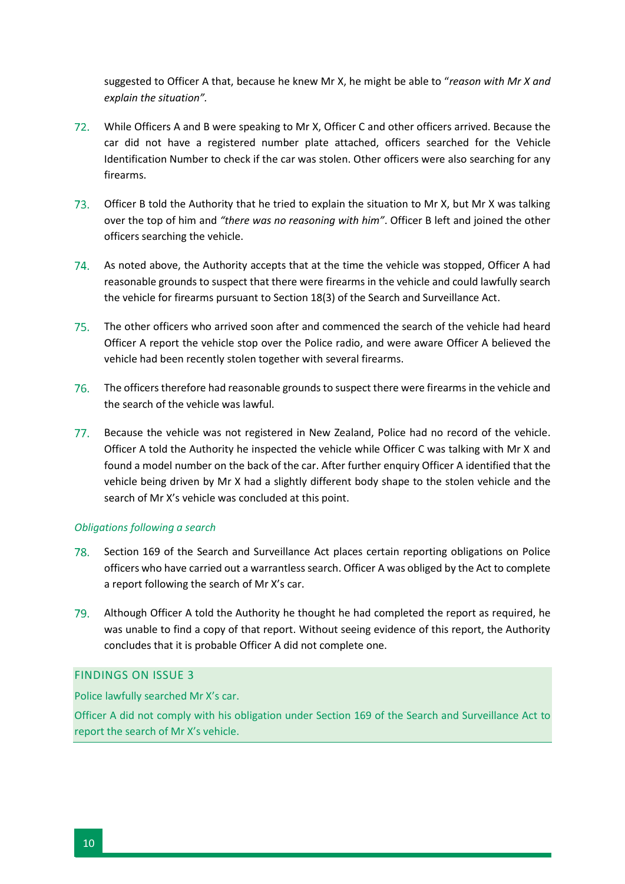suggested to Officer A that, because he knew Mr X, he might be able to "*reason with Mr X and explain the situation".*

72. While Officers A and B were speaking to Mr X, Officer C and other officers arrived. Because the car did not have a registered number plate attached, officers searched for the Vehicle Identification Number to check if the car was stolen. Other officers were also searching for any firearms.

73. Officer B told the Authority that he tried to explain the situation to Mr X, but Mr X was talking over the top of him and *"there was no reasoning with him"*. Officer B left and joined the other officers searching the vehicle.

74. As noted above, the Authority accepts that at the time the vehicle was stopped, Officer A had reasonable grounds to suspect that there were firearms in the vehicle and could lawfully search the vehicle for firearms pursuant to Section 18(3) of the Search and Surveillance Act.

75. The other officers who arrived soon after and commenced the search of the vehicle had heard Officer A report the vehicle stop over the Police radio, and were aware Officer A believed the vehicle had been recently stolen together with several firearms.

76. The officers therefore had reasonable grounds to suspect there were firearms in the vehicle and the search of the vehicle was lawful.

77. Because the vehicle was not registered in New Zealand, Police had no record of the vehicle. Officer A told the Authority he inspected the vehicle while Officer C was talking with Mr X and found a model number on the back of the car. After further enquiry Officer A identified that the vehicle being driven by Mr X had a slightly different body shape to the stolen vehicle and the search of Mr X's vehicle was concluded at this point.

*Obligations following a search*

78. Section 169 of the Search and Surveillance Act places certain reporting obligations on Police officers who have carried out a warrantless search. Officer A was obliged by the Act to complete a report following the search of Mr X's car.

79. Although Officer A told the Authority he thought he had completed the report as required, he was unable to find a copy of that report. Without seeing evidence of this report, the Authority concludes that it is probable Officer A did not complete one.

### FINDINGS ON ISSUE 3

Police lawfully searched Mr X's car.

Officer A did not comply with his obligation under Section 169 of the Search and Surveillance Act to report the search of Mr X's vehicle.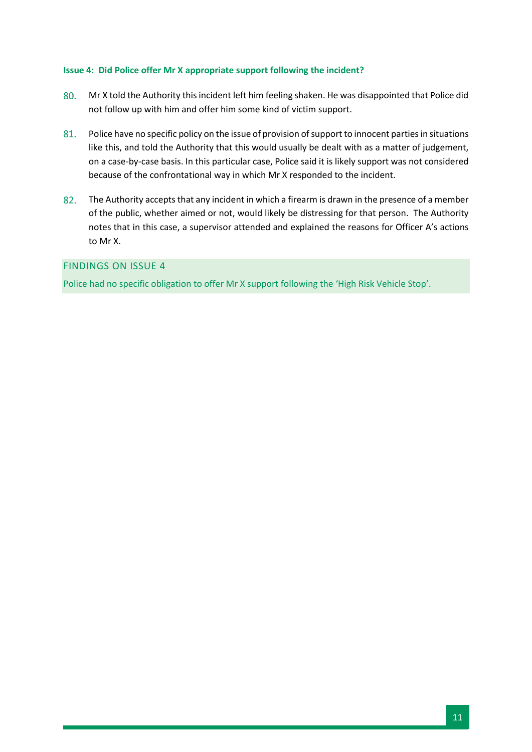### Issue 4: Did Police offer Mr X appropriate support following the incident?

80. Mr X told the Authority this incident left him feeling shaken. He was disappointed that Police did not follow up with him and offer him some kind of victim support.

81. Police have no specific policy on the issue of provision of support to innocent parties in situations like this, and told the Authority that this would usually be dealt with as a matter of judgement, on a case-by-case basis. In this particular case, Police said it is likely support was not considered because of the confrontational way in which Mr X responded to the incident.

82. The Authority accepts that any incident in which a firearm is drawn in the presence of a member of the public, whether aimed or not, would likely be distressing for that person. The Authority notes that in this case, a supervisor attended and explained the reasons for Officer A's actions to Mr X.

#### FINDINGS ON ISSUE 4

Police had no specific obligation to offer Mr X support following the 'High Risk Vehicle Stop'.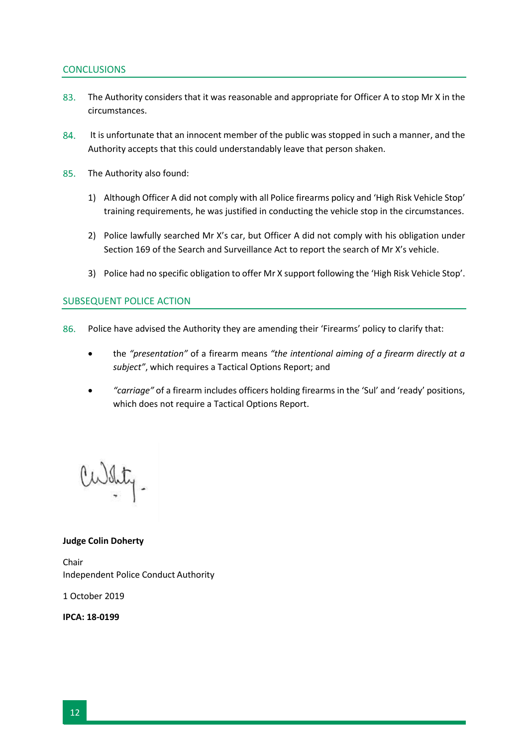## CONCLUSIONS

83. The Authority considers that it was reasonable and appropriate for Officer A to stop Mr X in the circumstances.

84. It is unfortunate that an innocent member of the public was stopped in such a manner, and the Authority accepts that this could understandably leave that person shaken.

85. The Authority also found:

   1) Although Officer A did not comply with all Police firearms policy and 'High Risk Vehicle Stop' training requirements, he was justified in conducting the vehicle stop in the circumstances.

   2) Police lawfully searched Mr X's car, but Officer A did not comply with his obligation under Section 169 of the Search and Surveillance Act to report the search of Mr X's vehicle.

   3) Police had no specific obligation to offer Mr X support following the 'High Risk Vehicle Stop'.

## SUBSEQUENT POLICE ACTION

86. Police have advised the Authority they are amending their 'Firearms' policy to clarify that:

   - the *"presentation"* of a firearm means *"the intentional aiming of a firearm directly at a subject"*, which requires a Tactical Options Report; and

   - *"carriage"* of a firearm includes officers holding firearms in the 'Sul' and 'ready' positions, which does not require a Tactical Options Report.

**Judge Colin Doherty**

Chair
Independent Police Conduct Authority

1 October 2019

**IPCA: 18-0199**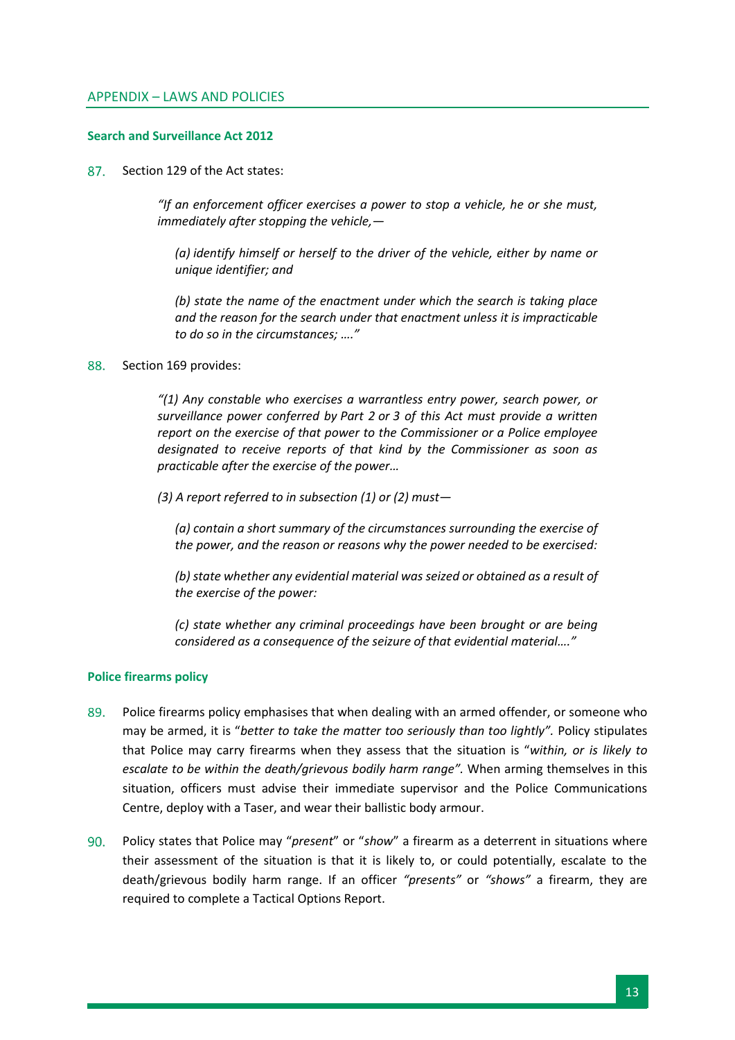## APPENDIX – LAWS AND POLICIES

### Search and Surveillance Act 2012

87. Section 129 of the Act states:

> *"If an enforcement officer exercises a power to stop a vehicle, he or she must, immediately after stopping the vehicle,—*
>
> > *(a) identify himself or herself to the driver of the vehicle, either by name or unique identifier; and*
> >
> > *(b) state the name of the enactment under which the search is taking place and the reason for the search under that enactment unless it is impracticable to do so in the circumstances; …."*

88. Section 169 provides:

> *"(1) Any constable who exercises a warrantless entry power, search power, or surveillance power conferred by Part 2 or 3 of this Act must provide a written report on the exercise of that power to the Commissioner or a Police employee designated to receive reports of that kind by the Commissioner as soon as practicable after the exercise of the power…*
>
> *(3) A report referred to in subsection (1) or (2) must—*
>
> > *(a) contain a short summary of the circumstances surrounding the exercise of the power, and the reason or reasons why the power needed to be exercised:*
> >
> > *(b) state whether any evidential material was seized or obtained as a result of the exercise of the power:*
> >
> > *(c) state whether any criminal proceedings have been brought or are being considered as a consequence of the seizure of that evidential material…."*

### Police firearms policy

89. Police firearms policy emphasises that when dealing with an armed offender, or someone who may be armed, it is "*better to take the matter too seriously than too lightly"*. Policy stipulates that Police may carry firearms when they assess that the situation is "*within, or is likely to escalate to be within the death/grievous bodily harm range"*. When arming themselves in this situation, officers must advise their immediate supervisor and the Police Communications Centre, deploy with a Taser, and wear their ballistic body armour.

90. Policy states that Police may "*present*" or "*show*" a firearm as a deterrent in situations where their assessment of the situation is that it is likely to, or could potentially, escalate to the death/grievous bodily harm range. If an officer *"presents"* or *"shows"* a firearm, they are required to complete a Tactical Options Report.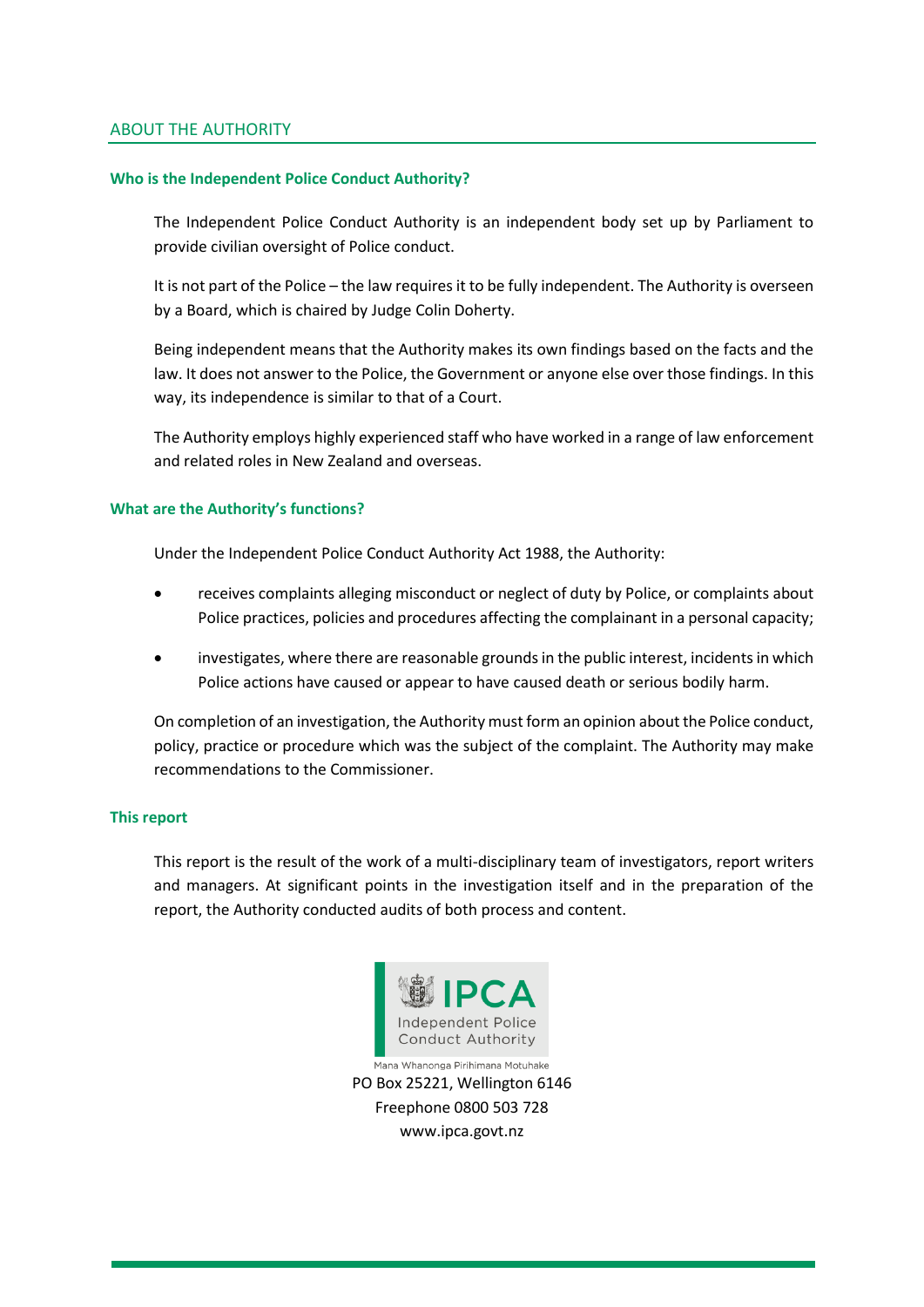## ABOUT THE AUTHORITY

### Who is the Independent Police Conduct Authority?

The Independent Police Conduct Authority is an independent body set up by Parliament to provide civilian oversight of Police conduct.

It is not part of the Police – the law requires it to be fully independent. The Authority is overseen by a Board, which is chaired by Judge Colin Doherty.

Being independent means that the Authority makes its own findings based on the facts and the law. It does not answer to the Police, the Government or anyone else over those findings. In this way, its independence is similar to that of a Court.

The Authority employs highly experienced staff who have worked in a range of law enforcement and related roles in New Zealand and overseas.

### What are the Authority's functions?

Under the Independent Police Conduct Authority Act 1988, the Authority:

- receives complaints alleging misconduct or neglect of duty by Police, or complaints about Police practices, policies and procedures affecting the complainant in a personal capacity;
- investigates, where there are reasonable grounds in the public interest, incidents in which Police actions have caused or appear to have caused death or serious bodily harm.

On completion of an investigation, the Authority must form an opinion about the Police conduct, policy, practice or procedure which was the subject of the complaint. The Authority may make recommendations to the Commissioner.

### This report

This report is the result of the work of a multi-disciplinary team of investigators, report writers and managers. At significant points in the investigation itself and in the preparation of the report, the Authority conducted audits of both process and content.

IPCA
Independent Police Conduct Authority
Mana Whanonga Pirihimana Motuhake

PO Box 25221, Wellington 6146
Freephone 0800 503 728
www.ipca.govt.nz